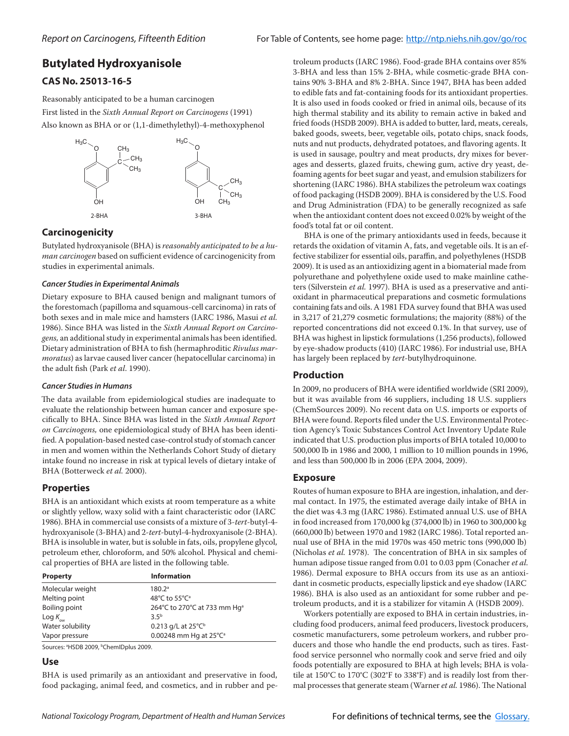# Butylated Hydroxyanisole

## CAS No. 25013-16-5

Reasonably anticipated to be a human carcinogen

First listed in the *Sixth Annual Report on Carcinogens* (1991)

Also known as BHA or or (1,1-dimethylethyl)-4-methoxyphenol

2-BHA    3-BHA

## Carcinogenicity

Butylated hydroxyanisole (BHA) is *reasonably anticipated to be a human carcinogen* based on sufficient evidence of carcinogenicity from studies in experimental animals.

### *Cancer Studies in Experimental Animals*

Dietary exposure to BHA caused benign and malignant tumors of the forestomach (papilloma and squamous-cell carcinoma) in rats of both sexes and in male mice and hamsters (IARC 1986, Masui *et al.* 1986). Since BHA was listed in the *Sixth Annual Report on Carcinogens,* an additional study in experimental animals has been identified. Dietary administration of BHA to fish (hermaphroditic *Rivulus marmoratus*) as larvae caused liver cancer (hepatocellular carcinoma) in the adult fish (Park *et al*. 1990).

### *Cancer Studies in Humans*

The data available from epidemiological studies are inadequate to evaluate the relationship between human cancer and exposure specifically to BHA. Since BHA was listed in the *Sixth Annual Report on Carcinogens,* one epidemiological study of BHA has been identified. A population-based nested case-control study of stomach cancer in men and women within the Netherlands Cohort Study of dietary intake found no increase in risk at typical levels of dietary intake of BHA (Botterweck *et al.* 2000).

## Properties

BHA is an antioxidant which exists at room temperature as a white or slightly yellow, waxy solid with a faint characteristic odor (IARC 1986). BHA in commercial use consists of a mixture of 3-*tert*-butyl-4-hydroxyanisole (3-BHA) and 2-*tert*-butyl-4-hydroxyanisole (2-BHA). BHA is insoluble in water, but is soluble in fats, oils, propylene glycol, petroleum ether, chloroform, and 50% alcohol. Physical and chemical properties of BHA are listed in the following table.

| Property | Information |
|---|---|
| Molecular weight | 180.2[a] |
| Melting point | 48°C to 55°C[a] |
| Boiling point | 264°C to 270°C at 733 mm Hg[a] |
| Log $K_{ow}$ | 3.5[b] |
| Water solubility | 0.213 g/L at 25°C[b] |
| Vapor pressure | 0.00248 mm Hg at 25°C[a] |

Sources: [a]HSDB 2009, [b]ChemIDplus 2009.

## Use

BHA is used primarily as an antioxidant and preservative in food, food packaging, animal feed, and cosmetics, and in rubber and petroleum products (IARC 1986). Food-grade BHA contains over 85% 3-BHA and less than 15% 2-BHA, while cosmetic-grade BHA contains 90% 3-BHA and 8% 2-BHA. Since 1947, BHA has been added to edible fats and fat-containing foods for its antioxidant properties. It is also used in foods cooked or fried in animal oils, because of its high thermal stability and its ability to remain active in baked and fried foods (HSDB 2009). BHA is added to butter, lard, meats, cereals, baked goods, sweets, beer, vegetable oils, potato chips, snack foods, nuts and nut products, dehydrated potatoes, and flavoring agents. It is used in sausage, poultry and meat products, dry mixes for beverages and desserts, glazed fruits, chewing gum, active dry yeast, defoaming agents for beet sugar and yeast, and emulsion stabilizers for shortening (IARC 1986). BHA stabilizes the petroleum wax coatings of food packaging (HSDB 2009). BHA is considered by the U.S. Food and Drug Administration (FDA) to be generally recognized as safe when the antioxidant content does not exceed 0.02% by weight of the food's total fat or oil content.

BHA is one of the primary antioxidants used in feeds, because it retards the oxidation of vitamin A, fats, and vegetable oils. It is an effective stabilizer for essential oils, paraffin, and polyethylenes (HSDB 2009). It is used as an antioxidizing agent in a biomaterial made from polyurethane and polyethylene oxide used to make mainline catheters (Silverstein *et al.* 1997). BHA is used as a preservative and antioxidant in pharmaceutical preparations and cosmetic formulations containing fats and oils. A 1981 FDA survey found that BHA was used in 3,217 of 21,279 cosmetic formulations; the majority (88%) of the reported concentrations did not exceed 0.1%. In that survey, use of BHA was highest in lipstick formulations (1,256 products), followed by eye-shadow products (410) (IARC 1986). For industrial use, BHA has largely been replaced by *tert*-butylhydroquinone.

## Production

In 2009, no producers of BHA were identified worldwide (SRI 2009), but it was available from 46 suppliers, including 18 U.S. suppliers (ChemSources 2009). No recent data on U.S. imports or exports of BHA were found. Reports filed under the U.S. Environmental Protection Agency's Toxic Substances Control Act Inventory Update Rule indicated that U.S. production plus imports of BHA totaled 10,000 to 500,000 lb in 1986 and 2000, 1 million to 10 million pounds in 1996, and less than 500,000 lb in 2006 (EPA 2004, 2009).

## Exposure

Routes of human exposure to BHA are ingestion, inhalation, and dermal contact. In 1975, the estimated average daily intake of BHA in the diet was 4.3 mg (IARC 1986). Estimated annual U.S. use of BHA in food increased from 170,000 kg (374,000 lb) in 1960 to 300,000 kg (660,000 lb) between 1970 and 1982 (IARC 1986). Total reported annual use of BHA in the mid 1970s was 450 metric tons (990,000 lb) (Nicholas *et al.* 1978). The concentration of BHA in six samples of human adipose tissue ranged from 0.01 to 0.03 ppm (Conacher *et al.* 1986). Dermal exposure to BHA occurs from its use as an antioxidant in cosmetic products, especially lipstick and eye shadow (IARC 1986). BHA is also used as an antioxidant for some rubber and petroleum products, and it is a stabilizer for vitamin A (HSDB 2009).

Workers potentially are exposed to BHA in certain industries, including food producers, animal feed producers, livestock producers, cosmetic manufacturers, some petroleum workers, and rubber producers and those who handle the end products, such as tires. Fast-food service personnel who normally cook and serve fried and oily foods potentially are exposed to BHA at high levels; BHA is volatile at 150°C to 170°C (302°F to 338°F) and is readily lost from thermal processes that generate steam (Warner *et al.* 1986). The National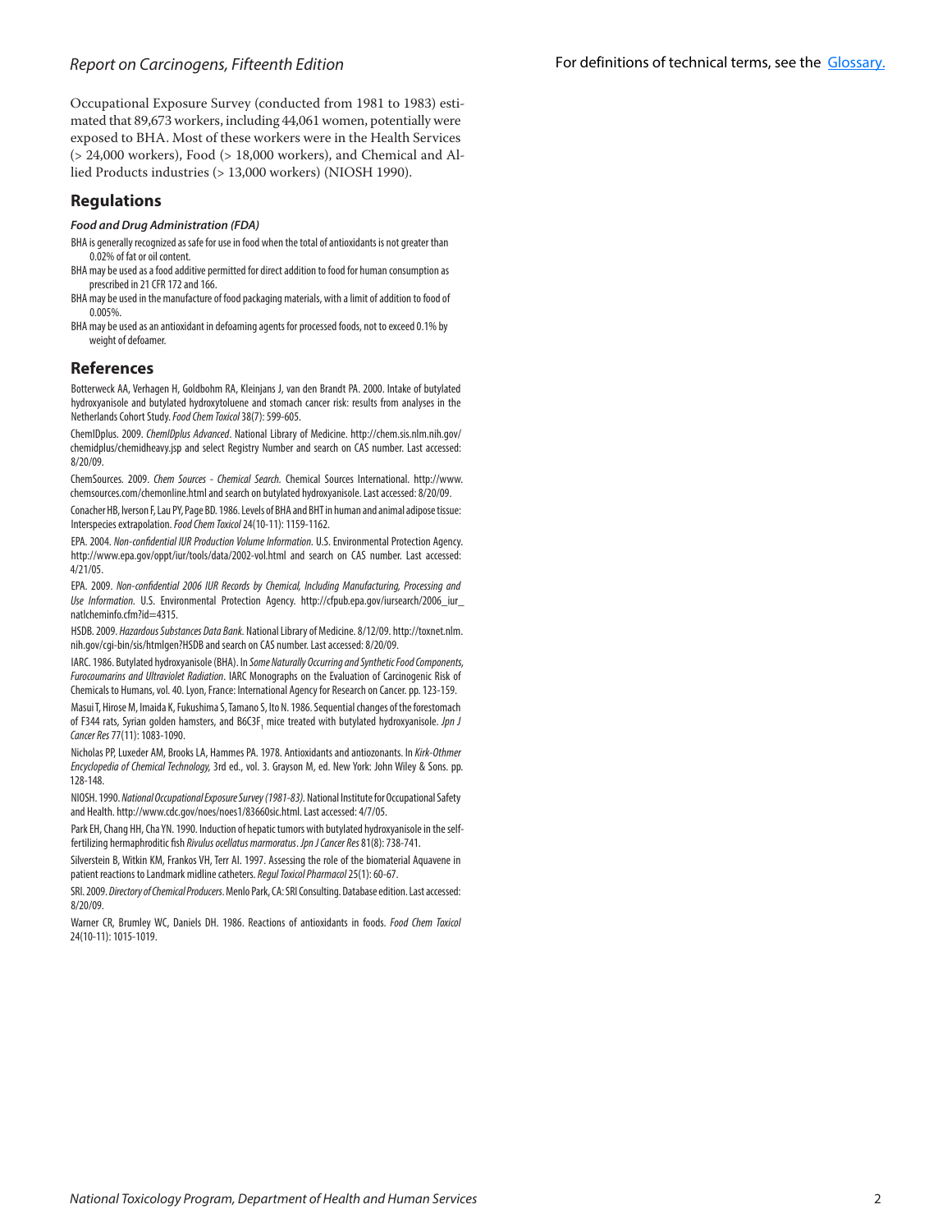Occupational Exposure Survey (conducted from 1981 to 1983) estimated that 89,673 workers, including 44,061 women, potentially were exposed to BHA. Most of these workers were in the Health Services (> 24,000 workers), Food (> 18,000 workers), and Chemical and Allied Products industries (> 13,000 workers) (NIOSH 1990).

## Regulations

### *Food and Drug Administration (FDA)*

BHA is generally recognized as safe for use in food when the total of antioxidants is not greater than 0.02% of fat or oil content.

BHA may be used as a food additive permitted for direct addition to food for human consumption as prescribed in 21 CFR 172 and 166.

BHA may be used in the manufacture of food packaging materials, with a limit of addition to food of 0.005%.

BHA may be used as an antioxidant in defoaming agents for processed foods, not to exceed 0.1% by weight of defoamer.

## References

Botterweck AA, Verhagen H, Goldbohm RA, Kleinjans J, van den Brandt PA. 2000. Intake of butylated hydroxyanisole and butylated hydroxytoluene and stomach cancer risk: results from analyses in the Netherlands Cohort Study. *Food Chem Toxicol* 38(7): 599-605.

ChemIDplus. 2009. *ChemIDplus Advanced*. National Library of Medicine. http://chem.sis.nlm.nih.gov/chemidplus/chemidheavy.jsp and select Registry Number and search on CAS number. Last accessed: 8/20/09.

ChemSources. 2009. *Chem Sources - Chemical Search.* Chemical Sources International. http://www.chemsources.com/chemonline.html and search on butylated hydroxyanisole. Last accessed: 8/20/09.

Conacher HB, Iverson F, Lau PY, Page BD. 1986. Levels of BHA and BHT in human and animal adipose tissue: Interspecies extrapolation. *Food Chem Toxicol* 24(10-11): 1159-1162.

EPA. 2004. *Non-confidential IUR Production Volume Information*. U.S. Environmental Protection Agency. http://www.epa.gov/oppt/iur/tools/data/2002-vol.html and search on CAS number. Last accessed: 4/21/05.

EPA. 2009. *Non-confidential 2006 IUR Records by Chemical, Including Manufacturing, Processing and Use Information*. U.S. Environmental Protection Agency. http://cfpub.epa.gov/iursearch/2006_iur_natlcheminfo.cfm?id=4315.

HSDB. 2009. *Hazardous Substances Data Bank*. National Library of Medicine. 8/12/09. http://toxnet.nlm.nih.gov/cgi-bin/sis/htmlgen?HSDB and search on CAS number. Last accessed: 8/20/09.

IARC. 1986. Butylated hydroxyanisole (BHA). In *Some Naturally Occurring and Synthetic Food Components, Furocoumarins and Ultraviolet Radiation*. IARC Monographs on the Evaluation of Carcinogenic Risk of Chemicals to Humans, vol. 40. Lyon, France: International Agency for Research on Cancer. pp. 123-159.

Masui T, Hirose M, Imaida K, Fukushima S, Tamano S, Ito N. 1986. Sequential changes of the forestomach of F344 rats, Syrian golden hamsters, and B6C3F$_1$ mice treated with butylated hydroxyanisole. *Jpn J Cancer Res* 77(11): 1083-1090.

Nicholas PP, Luxeder AM, Brooks LA, Hammes PA. 1978. Antioxidants and antiozonants. In *Kirk-Othmer Encyclopedia of Chemical Technology,* 3rd ed., vol. 3. Grayson M, ed. New York: John Wiley & Sons. pp. 128-148.

NIOSH. 1990. *National Occupational Exposure Survey (1981-83)*. National Institute for Occupational Safety and Health. http://www.cdc.gov/noes/noes1/83660sic.html. Last accessed: 4/7/05.

Park EH, Chang HH, Cha YN. 1990. Induction of hepatic tumors with butylated hydroxyanisole in the self-fertilizing hermaphroditic fish *Rivulus ocellatus marmoratus*. *Jpn J Cancer Res* 81(8): 738-741.

Silverstein B, Witkin KM, Frankos VH, Terr AI. 1997. Assessing the role of the biomaterial Aquavene in patient reactions to Landmark midline catheters. *Regul Toxicol Pharmacol* 25(1): 60-67.

SRI. 2009. *Directory of Chemical Producers*. Menlo Park, CA: SRI Consulting. Database edition. Last accessed: 8/20/09.

Warner CR, Brumley WC, Daniels DH. 1986. Reactions of antioxidants in foods. *Food Chem Toxicol* 24(10-11): 1015-1019.